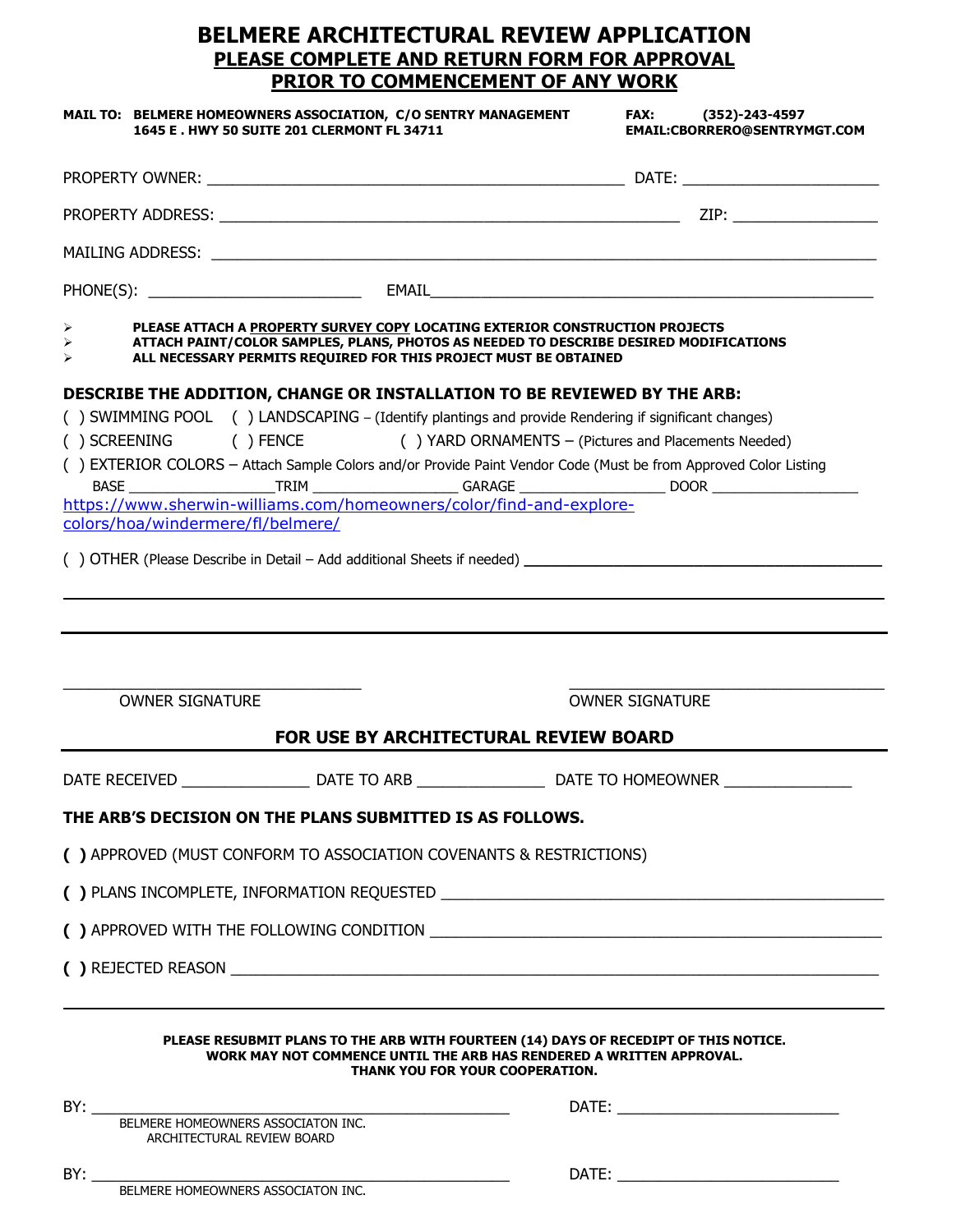# BELMERE ARCHITECTURAL REVIEW APPLICATION

## PLEASE COMPLETE AND RETURN FORM FOR APPROVAL PRIOR TO COMMENCEMENT OF ANY WORK

**MAIL TO: BELMERE HOMEOWNERS ASSOCIATION, C/O SENTRY MANAGEMENT**
**1645 E . HWY 50 SUITE 201 CLERMONT FL 34711**

**FAX: (352)-243-4597**
**EMAIL:CBORRERO@SENTRYMGT.COM**

PROPERTY OWNER: ______________________________________________ DATE: ______________________

PROPERTY ADDRESS: ___________________________________________________ ZIP: ________________

MAILING ADDRESS: ________________________________________________________________________

PHONE(S): ________________________ EMAIL_________________________________________________

- **PLEASE ATTACH A <u>PROPERTY SURVEY COPY</u> LOCATING EXTERIOR CONSTRUCTION PROJECTS**
- **ATTACH PAINT/COLOR SAMPLES, PLANS, PHOTOS AS NEEDED TO DESCRIBE DESIRED MODIFICATIONS**
- **ALL NECESSARY PERMITS REQUIRED FOR THIS PROJECT MUST BE OBTAINED**

**DESCRIBE THE ADDITION, CHANGE OR INSTALLATION TO BE REVIEWED BY THE ARB:**

( ) SWIMMING POOL ( ) LANDSCAPING – (Identify plantings and provide Rendering if significant changes)

( ) SCREENING ( ) FENCE ( ) YARD ORNAMENTS – (Pictures and Placements Needed)

( ) EXTERIOR COLORS – Attach Sample Colors and/or Provide Paint Vendor Code (Must be from Approved Color Listing

BASE ________________ TRIM ________________ GARAGE ________________ DOOR ________________

https://www.sherwin-williams.com/homeowners/color/find-and-explore-colors/hoa/windermere/fl/belmere/

( ) OTHER (Please Describe in Detail – Add additional Sheets if needed) ________________________________________

__________________________________________________________________________________________

__________________________________________________________________________________________

________________________________ ________________________________
OWNER SIGNATURE OWNER SIGNATURE

## FOR USE BY ARCHITECTURAL REVIEW BOARD

DATE RECEIVED ______________ DATE TO ARB ______________ DATE TO HOMEOWNER ______________

**THE ARB'S DECISION ON THE PLANS SUBMITTED IS AS FOLLOWS.**

**( )** APPROVED (MUST CONFORM TO ASSOCIATION COVENANTS & RESTRICTIONS)

**( )** PLANS INCOMPLETE, INFORMATION REQUESTED _______________________________________________

**( )** APPROVED WITH THE FOLLOWING CONDITION ______________________________________________

**( )** REJECTED REASON _________________________________________________________________

__________________________________________________________________________________________

**PLEASE RESUBMIT PLANS TO THE ARB WITH FOURTEEN (14) DAYS OF RECEDIPT OF THIS NOTICE.**
**WORK MAY NOT COMMENCE UNTIL THE ARB HAS RENDERED A WRITTEN APPROVAL.**
**THANK YOU FOR YOUR COOPERATION.**

BY: _____________________________________________ DATE: ________________________
BELMERE HOMEOWNERS ASSOCIATON INC.
ARCHITECTURAL REVIEW BOARD

BY: _____________________________________________ DATE: ________________________
BELMERE HOMEOWNERS ASSOCIATON INC.